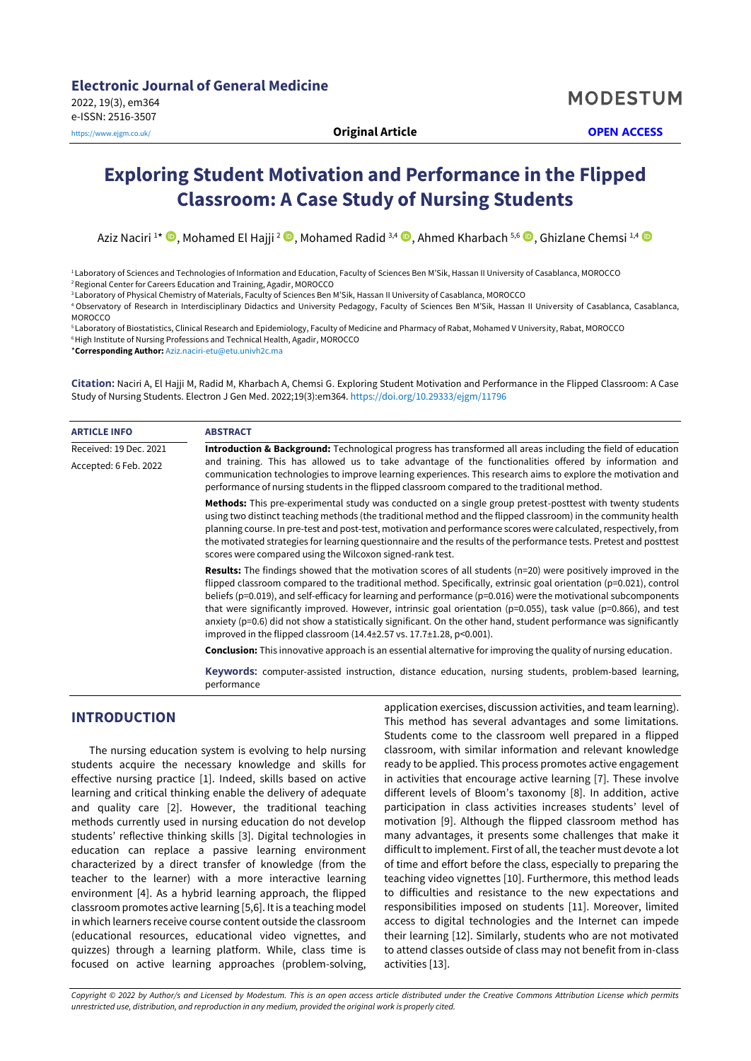# Exploring Student Motivation and Performance in the Flipped Classroom: A Case Study of Nursing Students

Aziz Naciri [1*], Mohamed El Hajji [2], Mohamed Radid [3,4], Ahmed Kharbach [5,6], Ghizlane Chemsi [1,4]

[1] Laboratory of Sciences and Technologies of Information and Education, Faculty of Sciences Ben M'Sik, Hassan II University of Casablanca, MOROCCO

[2] Regional Center for Careers Education and Training, Agadir, MOROCCO

[3] Laboratory of Physical Chemistry of Materials, Faculty of Sciences Ben M'Sik, Hassan II University of Casablanca, MOROCCO

[4] Observatory of Research in Interdisciplinary Didactics and University Pedagogy, Faculty of Sciences Ben M'Sik, Hassan II University of Casablanca, Casablanca, MOROCCO

[5] Laboratory of Biostatistics, Clinical Research and Epidemiology, Faculty of Medicine and Pharmacy of Rabat, Mohamed V University, Rabat, MOROCCO

[6] High Institute of Nursing Professions and Technical Health, Agadir, MOROCCO

*__Corresponding Author:__ Aziz.naciri-etu@etu.univh2c.ma

**Citation:** Naciri A, El Hajji M, Radid M, Kharbach A, Chemsi G. Exploring Student Motivation and Performance in the Flipped Classroom: A Case Study of Nursing Students. Electron J Gen Med. 2022;19(3):em364. https://doi.org/10.29333/ejgm/11796

**ARTICLE INFO**

Received: 19 Dec. 2021

Accepted: 6 Feb. 2022

**ABSTRACT**

**Introduction & Background:** Technological progress has transformed all areas including the field of education and training. This has allowed us to take advantage of the functionalities offered by information and communication technologies to improve learning experiences. This research aims to explore the motivation and performance of nursing students in the flipped classroom compared to the traditional method.

**Methods:** This pre-experimental study was conducted on a single group pretest-posttest with twenty students using two distinct teaching methods (the traditional method and the flipped classroom) in the community health planning course. In pre-test and post-test, motivation and performance scores were calculated, respectively, from the motivated strategies for learning questionnaire and the results of the performance tests. Pretest and posttest scores were compared using the Wilcoxon signed-rank test.

**Results:** The findings showed that the motivation scores of all students (n=20) were positively improved in the flipped classroom compared to the traditional method. Specifically, extrinsic goal orientation (p=0.021), control beliefs (p=0.019), and self-efficacy for learning and performance (p=0.016) were the motivational subcomponents that were significantly improved. However, intrinsic goal orientation (p=0.055), task value (p=0.866), and test anxiety (p=0.6) did not show a statistically significant. On the other hand, student performance was significantly improved in the flipped classroom (14.4±2.57 vs. 17.7±1.28, p<0.001).

**Conclusion:** This innovative approach is an essential alternative for improving the quality of nursing education.

**Keywords:** computer-assisted instruction, distance education, nursing students, problem-based learning, performance

## INTRODUCTION

The nursing education system is evolving to help nursing students acquire the necessary knowledge and skills for effective nursing practice [1]. Indeed, skills based on active learning and critical thinking enable the delivery of adequate and quality care [2]. However, the traditional teaching methods currently used in nursing education do not develop students' reflective thinking skills [3]. Digital technologies in education can replace a passive learning environment characterized by a direct transfer of knowledge (from the teacher to the learner) with a more interactive learning environment [4]. As a hybrid learning approach, the flipped classroom promotes active learning [5,6]. It is a teaching model in which learners receive course content outside the classroom (educational resources, educational video vignettes, and quizzes) through a learning platform. While, class time is focused on active learning approaches (problem-solving, application exercises, discussion activities, and team learning). This method has several advantages and some limitations. Students come to the classroom well prepared in a flipped classroom, with similar information and relevant knowledge ready to be applied. This process promotes active engagement in activities that encourage active learning [7]. These involve different levels of Bloom's taxonomy [8]. In addition, active participation in class activities increases students' level of motivation [9]. Although the flipped classroom method has many advantages, it presents some challenges that make it difficult to implement. First of all, the teacher must devote a lot of time and effort before the class, especially to preparing the teaching video vignettes [10]. Furthermore, this method leads to difficulties and resistance to the new expectations and responsibilities imposed on students [11]. Moreover, limited access to digital technologies and the Internet can impede their learning [12]. Similarly, students who are not motivated to attend classes outside of class may not benefit from in-class activities [13].

*Copyright © 2022 by Author/s and Licensed by Modestum. This is an open access article distributed under the Creative Commons Attribution License which permits unrestricted use, distribution, and reproduction in any medium, provided the original work is properly cited.*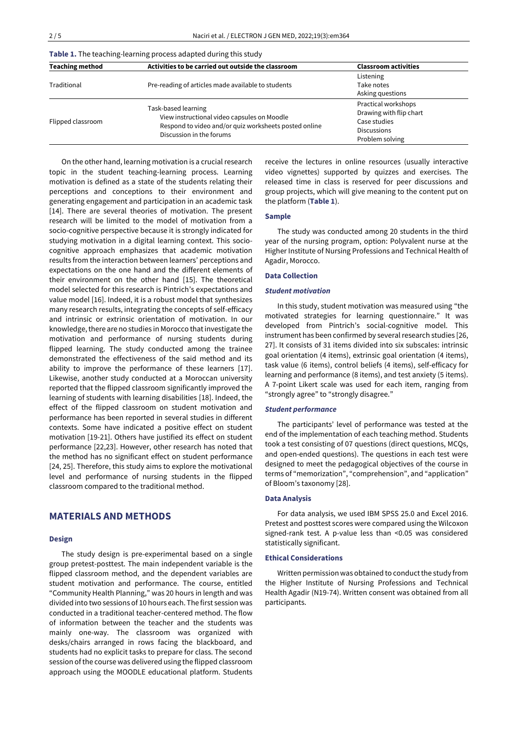**Table 1.** The teaching-learning process adapted during this study

| Teaching method | Activities to be carried out outside the classroom | Classroom activities |
|---|---|---|
| Traditional | Pre-reading of articles made available to students | Listening<br>Take notes<br>Asking questions |
| Flipped classroom | Task-based learning<br>View instructional video capsules on Moodle<br>Respond to video and/or quiz worksheets posted online<br>Discussion in the forums | Practical workshops<br>Drawing with flip chart<br>Case studies<br>Discussions<br>Problem solving |

On the other hand, learning motivation is a crucial research topic in the student teaching-learning process. Learning motivation is defined as a state of the students relating their perceptions and conceptions to their environment and generating engagement and participation in an academic task [14]. There are several theories of motivation. The present research will be limited to the model of motivation from a socio-cognitive perspective because it is strongly indicated for studying motivation in a digital learning context. This socio-cognitive approach emphasizes that academic motivation results from the interaction between learners' perceptions and expectations on the one hand and the different elements of their environment on the other hand [15]. The theoretical model selected for this research is Pintrich's expectations and value model [16]. Indeed, it is a robust model that synthesizes many research results, integrating the concepts of self-efficacy and intrinsic or extrinsic orientation of motivation. In our knowledge, there are no studies in Morocco that investigate the motivation and performance of nursing students during flipped learning. The study conducted among the trainee demonstrated the effectiveness of the said method and its ability to improve the performance of these learners [17]. Likewise, another study conducted at a Moroccan university reported that the flipped classroom significantly improved the learning of students with learning disabilities [18]. Indeed, the effect of the flipped classroom on student motivation and performance has been reported in several studies in different contexts. Some have indicated a positive effect on student motivation [19-21]. Others have justified its effect on student performance [22,23]. However, other research has noted that the method has no significant effect on student performance [24, 25]. Therefore, this study aims to explore the motivational level and performance of nursing students in the flipped classroom compared to the traditional method.

## MATERIALS AND METHODS

### Design

The study design is pre-experimental based on a single group pretest-posttest. The main independent variable is the flipped classroom method, and the dependent variables are student motivation and performance. The course, entitled "Community Health Planning," was 20 hours in length and was divided into two sessions of 10 hours each. The first session was conducted in a traditional teacher-centered method. The flow of information between the teacher and the students was mainly one-way. The classroom was organized with desks/chairs arranged in rows facing the blackboard, and students had no explicit tasks to prepare for class. The second session of the course was delivered using the flipped classroom approach using the MOODLE educational platform. Students receive the lectures in online resources (usually interactive video vignettes) supported by quizzes and exercises. The released time in class is reserved for peer discussions and group projects, which will give meaning to the content put on the platform (**Table 1**).

### Sample

The study was conducted among 20 students in the third year of the nursing program, option: Polyvalent nurse at the Higher Institute of Nursing Professions and Technical Health of Agadir, Morocco.

### Data Collection

#### *Student motivation*

In this study, student motivation was measured using "the motivated strategies for learning questionnaire." It was developed from Pintrich's social-cognitive model. This instrument has been confirmed by several research studies [26, 27]. It consists of 31 items divided into six subscales: intrinsic goal orientation (4 items), extrinsic goal orientation (4 items), task value (6 items), control beliefs (4 items), self-efficacy for learning and performance (8 items), and test anxiety (5 items). A 7-point Likert scale was used for each item, ranging from "strongly agree" to "strongly disagree."

#### *Student performance*

The participants' level of performance was tested at the end of the implementation of each teaching method. Students took a test consisting of 07 questions (direct questions, MCQs, and open-ended questions). The questions in each test were designed to meet the pedagogical objectives of the course in terms of "memorization", "comprehension", and "application" of Bloom's taxonomy [28].

### Data Analysis

For data analysis, we used IBM SPSS 25.0 and Excel 2016. Pretest and posttest scores were compared using the Wilcoxon signed-rank test. A p-value less than <0.05 was considered statistically significant.

### Ethical Considerations

Written permission was obtained to conduct the study from the Higher Institute of Nursing Professions and Technical Health Agadir (N19-74). Written consent was obtained from all participants.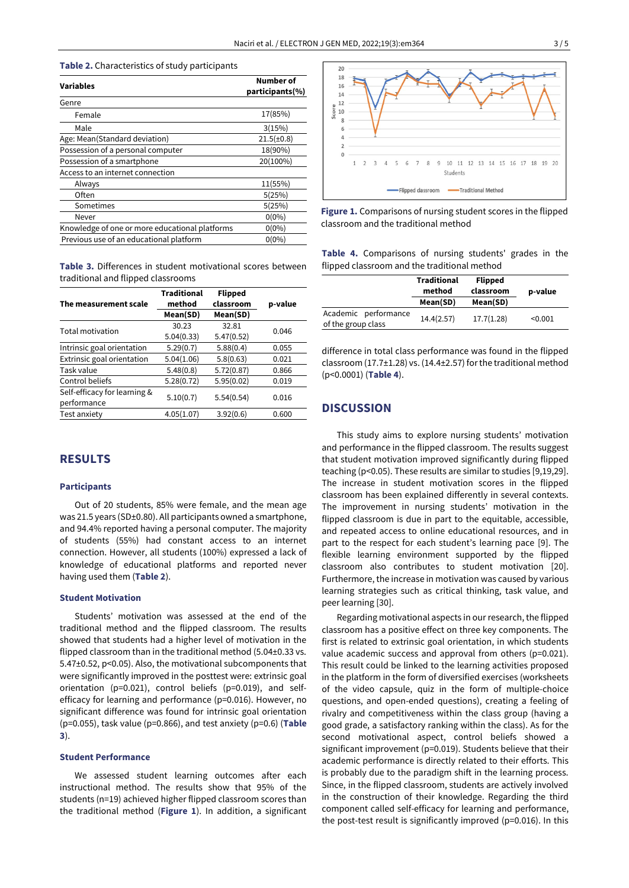**Table 2.** Characteristics of study participants

| Variables | Number of participants(%) |
|---|---|
| Genre | |
| Female | 17(85%) |
| Male | 3(15%) |
| Age: Mean(Standard deviation) | 21.5(±0.8) |
| Possession of a personal computer | 18(90%) |
| Possession of a smartphone | 20(100%) |
| Access to an internet connection | |
| Always | 11(55%) |
| Often | 5(25%) |
| Sometimes | 5(25%) |
| Never | 0(0%) |
| Knowledge of one or more educational platforms | 0(0%) |
| Previous use of an educational platform | 0(0%) |

**Table 3.** Differences in student motivational scores between traditional and flipped classrooms

| The measurement scale | Traditional method Mean(SD) | Flipped classroom Mean(SD) | p-value |
|---|---|---|---|
| Total motivation | 30.23<br>5.04(0.33) | 32.81<br>5.47(0.52) | 0.046 |
| Intrinsic goal orientation | 5.29(0.7) | 5.88(0.4) | 0.055 |
| Extrinsic goal orientation | 5.04(1.06) | 5.8(0.63) | 0.021 |
| Task value | 5.48(0.8) | 5.72(0.87) | 0.866 |
| Control beliefs | 5.28(0.72) | 5.95(0.02) | 0.019 |
| Self-efficacy for learning & performance | 5.10(0.7) | 5.54(0.54) | 0.016 |
| Test anxiety | 4.05(1.07) | 3.92(0.6) | 0.600 |

## RESULTS

### Participants

Out of 20 students, 85% were female, and the mean age was 21.5 years (SD±0.80). All participants owned a smartphone, and 94.4% reported having a personal computer. The majority of students (55%) had constant access to an internet connection. However, all students (100%) expressed a lack of knowledge of educational platforms and reported never having used them (**Table 2**).

### Student Motivation

Students' motivation was assessed at the end of the traditional method and the flipped classroom. The results showed that students had a higher level of motivation in the flipped classroom than in the traditional method (5.04±0.33 vs. 5.47±0.52, $p<0.05$). Also, the motivational subcomponents that were significantly improved in the posttest were: extrinsic goal orientation ($p=0.021$), control beliefs ($p=0.019$), and self-efficacy for learning and performance ($p=0.016$). However, no significant difference was found for intrinsic goal orientation ($p=0.055$), task value ($p=0.866$), and test anxiety ($p=0.6$) (**Table 3**).

### Student Performance

We assessed student learning outcomes after each instructional method. The results show that 95% of the students (n=19) achieved higher flipped classroom scores than the traditional method (**Figure 1**). In addition, a significant difference in total class performance was found in the flipped classroom (17.7±1.28) vs. (14.4±2.57) for the traditional method ($p<0.0001$) (**Table 4**).

**Figure 1.** Comparisons of nursing student scores in the flipped classroom and the traditional method

**Table 4.** Comparisons of nursing students' grades in the flipped classroom and the traditional method

| | Traditional method Mean(SD) | Flipped classroom Mean(SD) | p-value |
|---|---|---|---|
| Academic performance of the group class | 14.4(2.57) | 17.7(1.28) | <0.001 |

## DISCUSSION

This study aims to explore nursing students' motivation and performance in the flipped classroom. The results suggest that student motivation improved significantly during flipped teaching ($p<0.05$). These results are similar to studies [9,19,29]. The increase in student motivation scores in the flipped classroom has been explained differently in several contexts. The improvement in nursing students' motivation in the flipped classroom is due in part to the equitable, accessible, and repeated access to online educational resources, and in part to the respect for each student's learning pace [9]. The flexible learning environment supported by the flipped classroom also contributes to student motivation [20]. Furthermore, the increase in motivation was caused by various learning strategies such as critical thinking, task value, and peer learning [30].

Regarding motivational aspects in our research, the flipped classroom has a positive effect on three key components. The first is related to extrinsic goal orientation, in which students value academic success and approval from others ($p=0.021$). This result could be linked to the learning activities proposed in the platform in the form of diversified exercises (worksheets of the video capsule, quiz in the form of multiple-choice questions, and open-ended questions), creating a feeling of rivalry and competitiveness within the class group (having a good grade, a satisfactory ranking within the class). As for the second motivational aspect, control beliefs showed a significant improvement ($p=0.019$). Students believe that their academic performance is directly related to their efforts. This is probably due to the paradigm shift in the learning process. Since, in the flipped classroom, students are actively involved in the construction of their knowledge. Regarding the third component called self-efficacy for learning and performance, the post-test result is significantly improved ($p=0.016$). In this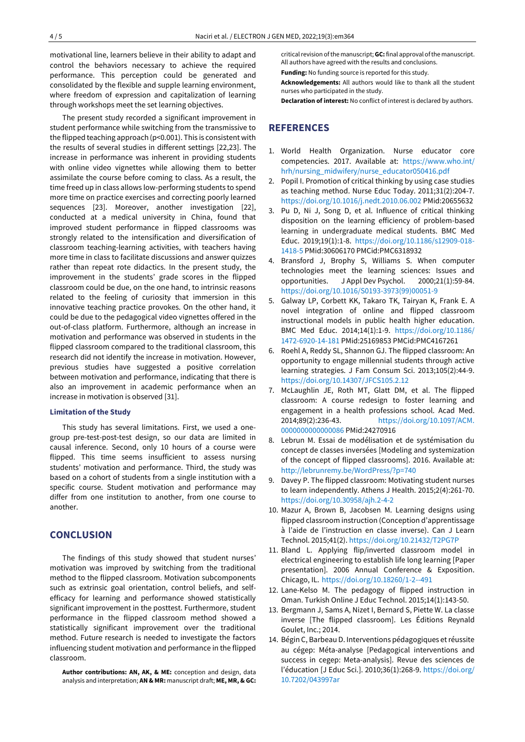motivational line, learners believe in their ability to adapt and control the behaviors necessary to achieve the required performance. This perception could be generated and consolidated by the flexible and supple learning environment, where freedom of expression and capitalization of learning through workshops meet the set learning objectives.

The present study recorded a significant improvement in student performance while switching from the transmissive to the flipped teaching approach ($p<0.001$). This is consistent with the results of several studies in different settings [22,23]. The increase in performance was inherent in providing students with online video vignettes while allowing them to better assimilate the course before coming to class. As a result, the time freed up in class allows low-performing students to spend more time on practice exercises and correcting poorly learned sequences [23]. Moreover, another investigation [22], conducted at a medical university in China, found that improved student performance in flipped classrooms was strongly related to the intensification and diversification of classroom teaching-learning activities, with teachers having more time in class to facilitate discussions and answer quizzes rather than repeat rote didactics. In the present study, the improvement in the students' grade scores in the flipped classroom could be due, on the one hand, to intrinsic reasons related to the feeling of curiosity that immersion in this innovative teaching practice provokes. On the other hand, it could be due to the pedagogical video vignettes offered in the out-of-class platform. Furthermore, although an increase in motivation and performance was observed in students in the flipped classroom compared to the traditional classroom, this research did not identify the increase in motivation. However, previous studies have suggested a positive correlation between motivation and performance, indicating that there is also an improvement in academic performance when an increase in motivation is observed [31].

### Limitation of the Study

This study has several limitations. First, we used a one-group pre-test-post-test design, so our data are limited in causal inference. Second, only 10 hours of a course were flipped. This time seems insufficient to assess nursing students' motivation and performance. Third, the study was based on a cohort of students from a single institution with a specific course. Student motivation and performance may differ from one institution to another, from one course to another.

## CONCLUSION

The findings of this study showed that student nurses' motivation was improved by switching from the traditional method to the flipped classroom. Motivation subcomponents such as extrinsic goal orientation, control beliefs, and self-efficacy for learning and performance showed statistically significant improvement in the posttest. Furthermore, student performance in the flipped classroom method showed a statistically significant improvement over the traditional method. Future research is needed to investigate the factors influencing student motivation and performance in the flipped classroom.

**Author contributions: AN, AK, & ME:** conception and design, data analysis and interpretation; **AN & MR:** manuscript draft; **ME, MR, & GC:** critical revision of the manuscript; **GC:** final approval of the manuscript. All authors have agreed with the results and conclusions.

**Funding:** No funding source is reported for this study.

**Acknowledgements:** All authors would like to thank all the student nurses who participated in the study.

**Declaration of interest:** No conflict of interest is declared by authors.

## REFERENCES

1. World Health Organization. Nurse educator core competencies. 2017. Available at: https://www.who.int/hrh/nursing_midwifery/nurse_educator050416.pdf
2. Popil I. Promotion of critical thinking by using case studies as teaching method. Nurse Educ Today. 2011;31(2):204-7. https://doi.org/10.1016/j.nedt.2010.06.002 PMid:20655632
3. Pu D, Ni J, Song D, et al. Influence of critical thinking disposition on the learning efficiency of problem-based learning in undergraduate medical students. BMC Med Educ. 2019;19(1):1-8. https://doi.org/10.1186/s12909-018-1418-5 PMid:30606170 PMCid:PMC6318932
4. Bransford J, Brophy S, Williams S. When computer technologies meet the learning sciences: Issues and opportunities. J Appl Dev Psychol. 2000;21(1):59-84. https://doi.org/10.1016/S0193-3973(99)00051-9
5. Galway LP, Corbett KK, Takaro TK, Tairyan K, Frank E. A novel integration of online and flipped classroom instructional models in public health higher education. BMC Med Educ. 2014;14(1):1-9. https://doi.org/10.1186/1472-6920-14-181 PMid:25169853 PMCid:PMC4167261
6. Roehl A, Reddy SL, Shannon GJ. The flipped classroom: An opportunity to engage millennial students through active learning strategies. J Fam Consum Sci. 2013;105(2):44-9. https://doi.org/10.14307/JFCS105.2.12
7. McLaughlin JE, Roth MT, Glatt DM, et al. The flipped classroom: A course redesign to foster learning and engagement in a health professions school. Acad Med. 2014;89(2):236-43. https://doi.org/10.1097/ACM.0000000000000086 PMid:24270916
8. Lebrun M. Essai de modélisation et de systémisation du concept de classes inversées [Modeling and systemization of the concept of flipped classrooms]. 2016. Available at: http://lebrunremy.be/WordPress/?p=740
9. Davey P. The flipped classroom: Motivating student nurses to learn independently. Athens J Health. 2015;2(4):261-70. https://doi.org/10.30958/ajh.2-4-2
10. Mazur A, Brown B, Jacobsen M. Learning designs using flipped classroom instruction (Conception d'apprentissage à l'aide de l'instruction en classe inverse). Can J Learn Technol. 2015;41(2). https://doi.org/10.21432/T2PG7P
11. Bland L. Applying flip/inverted classroom model in electrical engineering to establish life long learning [Paper presentation]. 2006 Annual Conference & Exposition. Chicago, IL. https://doi.org/10.18260/1-2--491
12. Lane-Kelso M. The pedagogy of flipped instruction in Oman. Turkish Online J Educ Technol. 2015;14(1):143-50.
13. Bergmann J, Sams A, Nizet I, Bernard S, Piette W. La classe inverse [The flipped classroom]. Les Éditions Reynald Goulet, Inc.; 2014.
14. Bégin C, Barbeau D. Interventions pédagogiques et réussite au cégep: Méta-analyse [Pedagogical interventions and success in cegep: Meta-analysis]. Revue des sciences de l'éducation [J Educ Sci.]. 2010;36(1):268-9. https://doi.org/10.7202/043997ar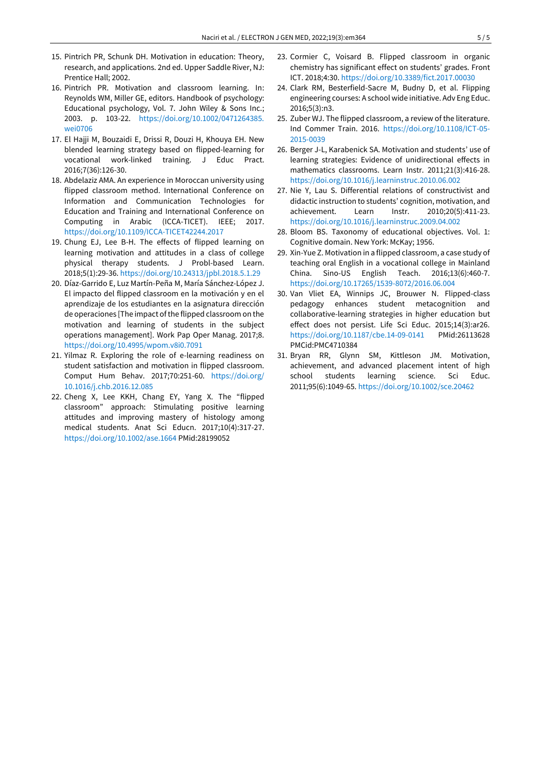15. Pintrich PR, Schunk DH. Motivation in education: Theory, research, and applications. 2nd ed. Upper Saddle River, NJ: Prentice Hall; 2002.
16. Pintrich PR. Motivation and classroom learning. In: Reynolds WM, Miller GE, editors. Handbook of psychology: Educational psychology, Vol. 7. John Wiley & Sons Inc.; 2003. p. 103-22. https://doi.org/10.1002/0471264385.wei0706
17. El Hajji M, Bouzaidi E, Drissi R, Douzi H, Khouya EH. New blended learning strategy based on flipped-learning for vocational work-linked training. J Educ Pract. 2016;7(36):126-30.
18. Abdelaziz AMA. An experience in Moroccan university using flipped classroom method. International Conference on Information and Communication Technologies for Education and Training and International Conference on Computing in Arabic (ICCA-TICET). IEEE; 2017. https://doi.org/10.1109/ICCA-TICET42244.2017
19. Chung EJ, Lee B-H. The effects of flipped learning on learning motivation and attitudes in a class of college physical therapy students. J Probl-based Learn. 2018;5(1):29-36. https://doi.org/10.24313/jpbl.2018.5.1.29
20. Díaz-Garrido E, Luz Martín-Peña M, María Sánchez-López J. El impacto del flipped classroom en la motivación y en el aprendizaje de los estudiantes en la asignatura dirección de operaciones [The impact of the flipped classroom on the motivation and learning of students in the subject operations management]. Work Pap Oper Manag. 2017;8. https://doi.org/10.4995/wpom.v8i0.7091
21. Yilmaz R. Exploring the role of e-learning readiness on student satisfaction and motivation in flipped classroom. Comput Hum Behav. 2017;70:251-60. https://doi.org/10.1016/j.chb.2016.12.085
22. Cheng X, Lee KKH, Chang EY, Yang X. The “flipped classroom” approach: Stimulating positive learning attitudes and improving mastery of histology among medical students. Anat Sci Educn. 2017;10(4):317-27. https://doi.org/10.1002/ase.1664 PMid:28199052
23. Cormier C, Voisard B. Flipped classroom in organic chemistry has significant effect on students’ grades. Front ICT. 2018;4:30. https://doi.org/10.3389/fict.2017.00030
24. Clark RM, Besterfield-Sacre M, Budny D, et al. Flipping engineering courses: A school wide initiative. Adv Eng Educ. 2016;5(3):n3.
25. Zuber WJ. The flipped classroom, a review of the literature. Ind Commer Train. 2016. https://doi.org/10.1108/ICT-05-2015-0039
26. Berger J-L, Karabenick SA. Motivation and students’ use of learning strategies: Evidence of unidirectional effects in mathematics classrooms. Learn Instr. 2011;21(3):416-28. https://doi.org/10.1016/j.learninstruc.2010.06.002
27. Nie Y, Lau S. Differential relations of constructivist and didactic instruction to students’ cognition, motivation, and achievement. Learn Instr. 2010;20(5):411-23. https://doi.org/10.1016/j.learninstruc.2009.04.002
28. Bloom BS. Taxonomy of educational objectives. Vol. 1: Cognitive domain. New York: McKay; 1956.
29. Xin-Yue Z. Motivation in a flipped classroom, a case study of teaching oral English in a vocational college in Mainland China. Sino-US English Teach. 2016;13(6):460-7. https://doi.org/10.17265/1539-8072/2016.06.004
30. Van Vliet EA, Winnips JC, Brouwer N. Flipped-class pedagogy enhances student metacognition and collaborative-learning strategies in higher education but effect does not persist. Life Sci Educ. 2015;14(3):ar26. https://doi.org/10.1187/cbe.14-09-0141 PMid:26113628 PMCid:PMC4710384
31. Bryan RR, Glynn SM, Kittleson JM. Motivation, achievement, and advanced placement intent of high school students learning science. Sci Educ. 2011;95(6):1049-65. https://doi.org/10.1002/sce.20462